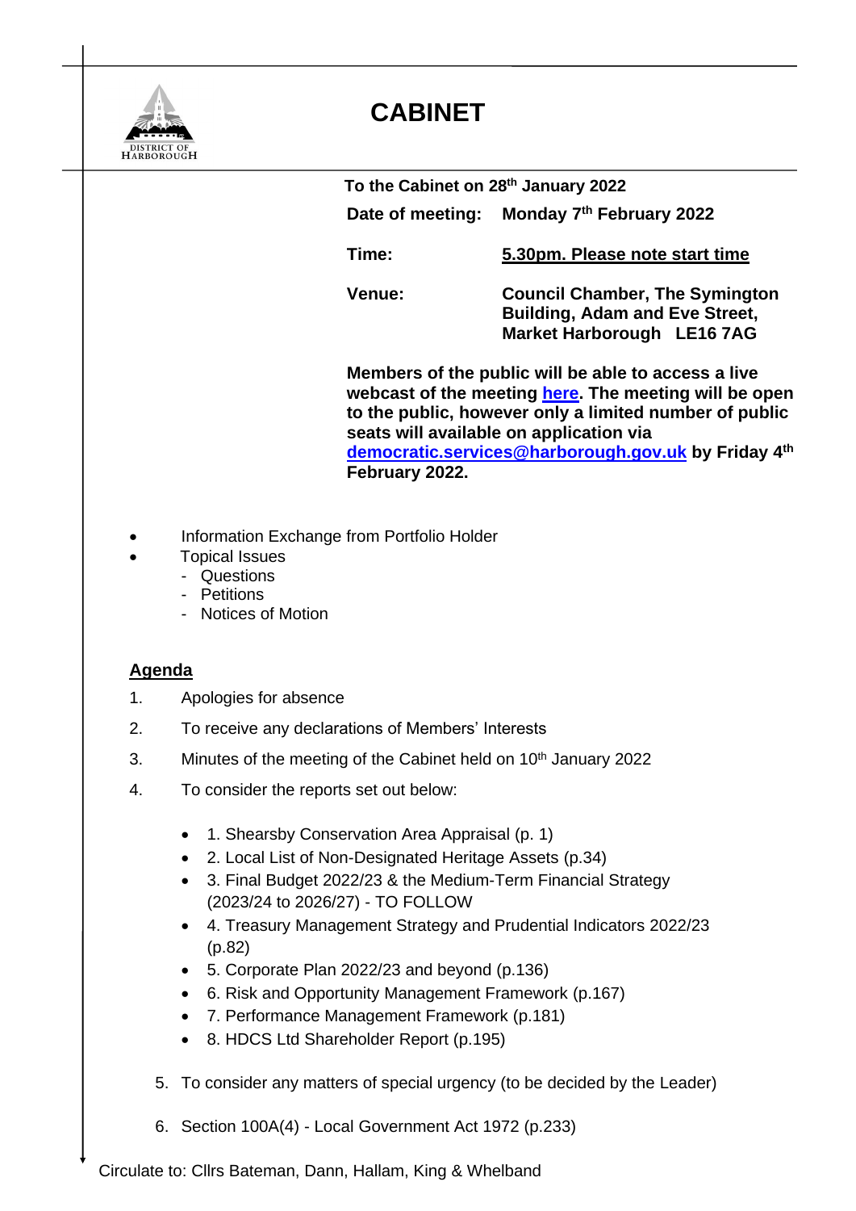DISTRICT OF HARBOROUGH

# CABINET

**To the Cabinet on 28th January 2022**

**Date of meeting:** **Monday 7th February 2022**

**Time:** **5.30pm. Please note start time**

**Venue:** **Council Chamber, The Symington Building, Adam and Eve Street, Market Harborough LE16 7AG**

**Members of the public will be able to access a live webcast of the meeting here. The meeting will be open to the public, however only a limited number of public seats will available on application via democratic.services@harborough.gov.uk by Friday 4th February 2022.**

- Information Exchange from Portfolio Holder
- Topical Issues
  - Questions
  - Petitions
  - Notices of Motion

## Agenda

1. Apologies for absence
2. To receive any declarations of Members' Interests
3. Minutes of the meeting of the Cabinet held on 10th January 2022
4. To consider the reports set out below:
   - 1. Shearsby Conservation Area Appraisal (p. 1)
   - 2. Local List of Non-Designated Heritage Assets (p.34)
   - 3. Final Budget 2022/23 & the Medium-Term Financial Strategy (2023/24 to 2026/27) - TO FOLLOW
   - 4. Treasury Management Strategy and Prudential Indicators 2022/23 (p.82)
   - 5. Corporate Plan 2022/23 and beyond (p.136)
   - 6. Risk and Opportunity Management Framework (p.167)
   - 7. Performance Management Framework (p.181)
   - 8. HDCS Ltd Shareholder Report (p.195)
5. To consider any matters of special urgency (to be decided by the Leader)
6. Section 100A(4) - Local Government Act 1972 (p.233)

Circulate to: Cllrs Bateman, Dann, Hallam, King & Whelband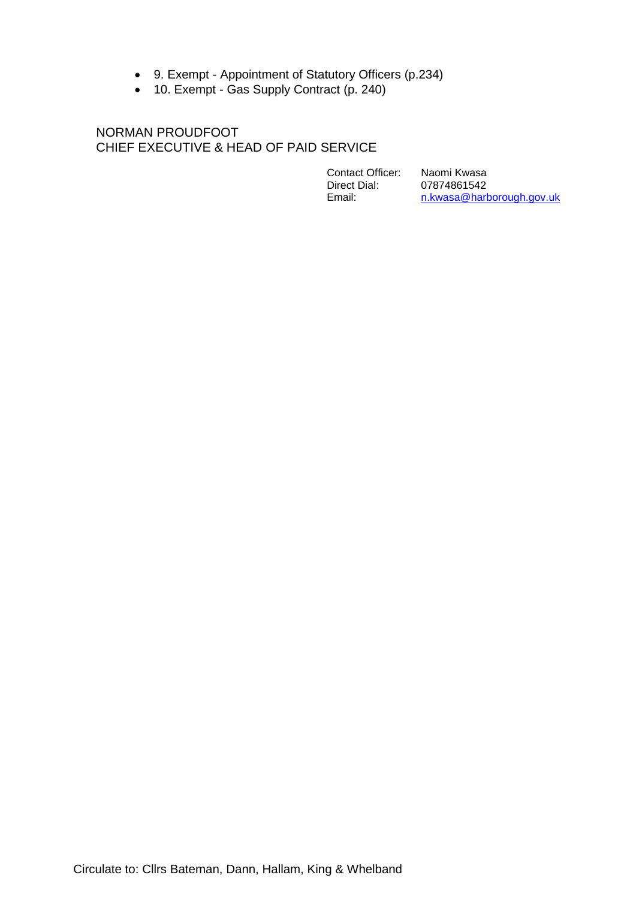- 9. Exempt - Appointment of Statutory Officers (p.234)
- 10. Exempt - Gas Supply Contract (p. 240)

NORMAN PROUDFOOT
CHIEF EXECUTIVE & HEAD OF PAID SERVICE

| | |
|---|---|
| Contact Officer: | Naomi Kwasa |
| Direct Dial: | 07874861542 |
| Email: | n.kwasa@harborough.gov.uk |

Circulate to: Cllrs Bateman, Dann, Hallam, King & Whelband